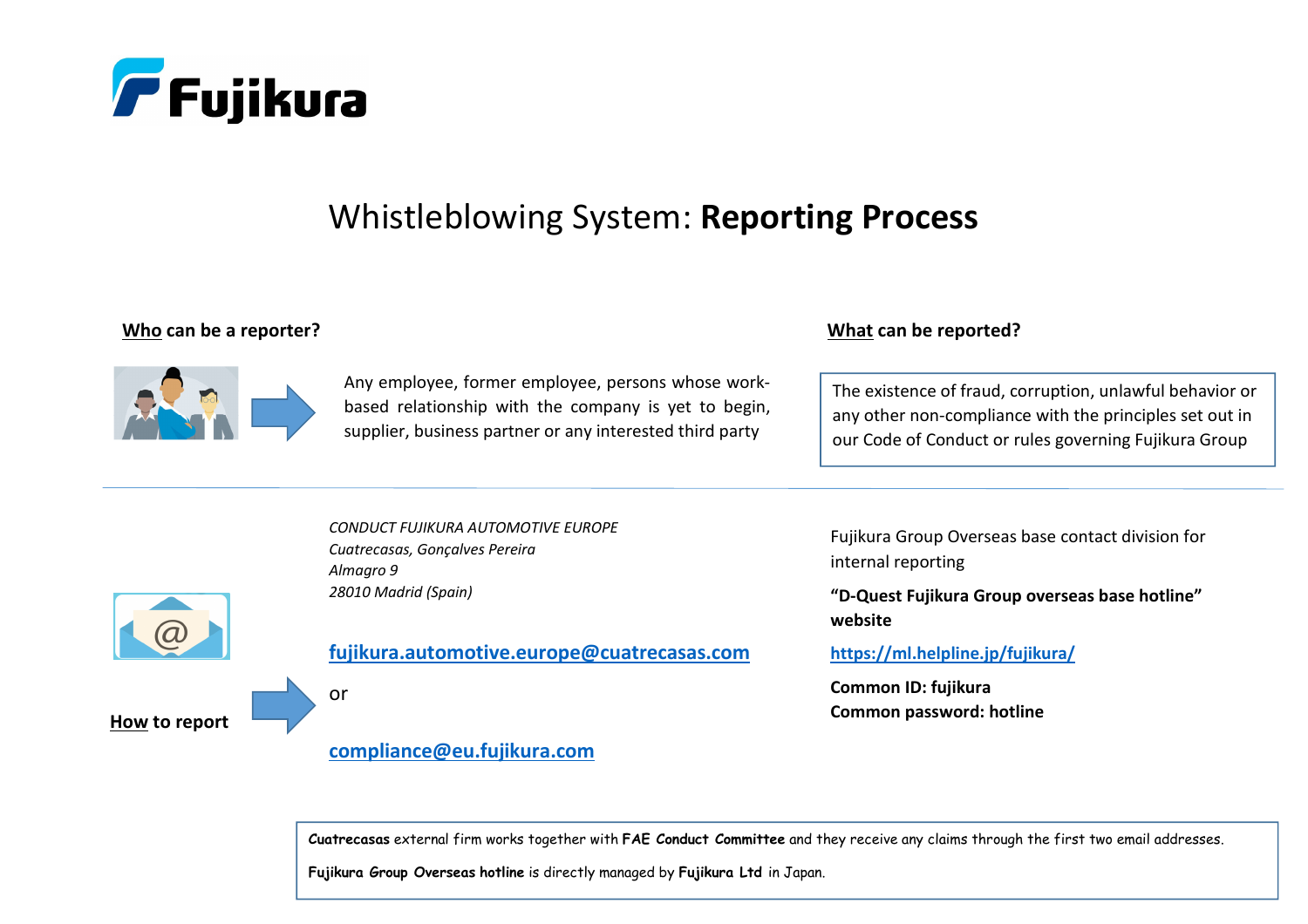Fujikura

# Whistleblowing System: **Reporting Process**

**<u>Who</u> can be a reporter?**

Any employee, former employee, persons whose work-based relationship with the company is yet to begin, supplier, business partner or any interested third party

**<u>What</u> can be reported?**

The existence of fraud, corruption, unlawful behavior or any other non-compliance with the principles set out in our Code of Conduct or rules governing Fujikura Group

**<u>How</u> to report**

*CONDUCT FUJIKURA AUTOMOTIVE EUROPE*
*Cuatrecasas, Gonçalves Pereira*
*Almagro 9*
*28010 Madrid (Spain)*

**fujikura.automotive.europe@cuatrecasas.com**

or

**compliance@eu.fujikura.com**

Fujikura Group Overseas base contact division for internal reporting

**"D-Quest Fujikura Group overseas base hotline" website**

**https://ml.helpline.jp/fujikura/**

**Common ID: fujikura**
**Common password: hotline**

**Cuatrecasas** external firm works together with **FAE Conduct Committee** and they receive any claims through the first two email addresses.

**Fujikura Group Overseas hotline** is directly managed by **Fujikura Ltd** in Japan.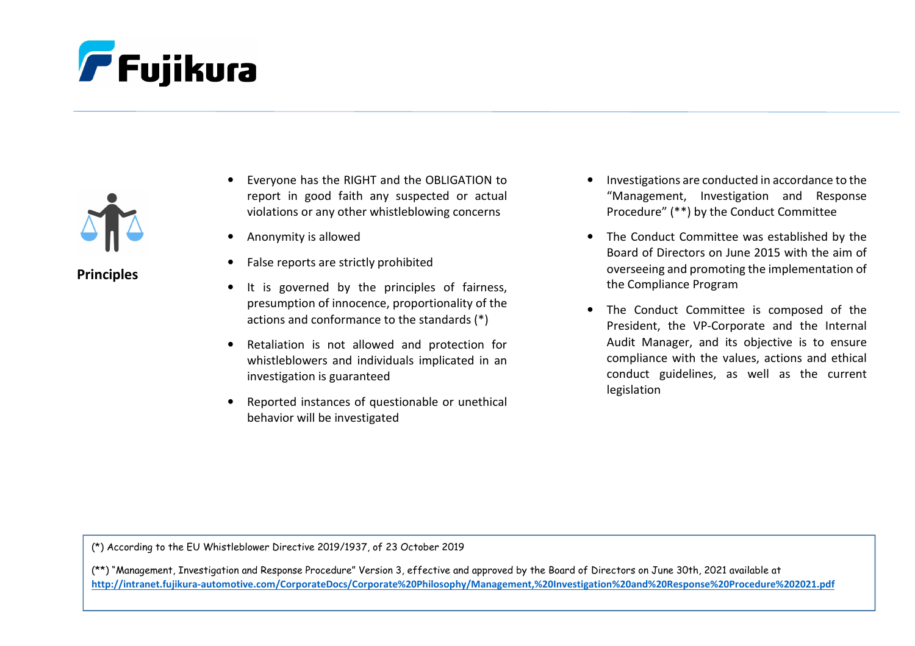## Principles

- Everyone has the RIGHT and the OBLIGATION to report in good faith any suspected or actual violations or any other whistleblowing concerns
- Anonymity is allowed
- False reports are strictly prohibited
- It is governed by the principles of fairness, presumption of innocence, proportionality of the actions and conformance to the standards (*)
- Retaliation is not allowed and protection for whistleblowers and individuals implicated in an investigation is guaranteed
- Reported instances of questionable or unethical behavior will be investigated
- Investigations are conducted in accordance to the "Management, Investigation and Response Procedure" (**) by the Conduct Committee
- The Conduct Committee was established by the Board of Directors on June 2015 with the aim of overseeing and promoting the implementation of the Compliance Program
- The Conduct Committee is composed of the President, the VP-Corporate and the Internal Audit Manager, and its objective is to ensure compliance with the values, actions and ethical conduct guidelines, as well as the current legislation

(*) According to the EU Whistleblower Directive 2019/1937, of 23 October 2019

(**) "Management, Investigation and Response Procedure" Version 3, effective and approved by the Board of Directors on June 30th, 2021 available at **http://intranet.fujikura-automotive.com/CorporateDocs/Corporate%20Philosophy/Management,%20Investigation%20and%20Response%20Procedure%202021.pdf**